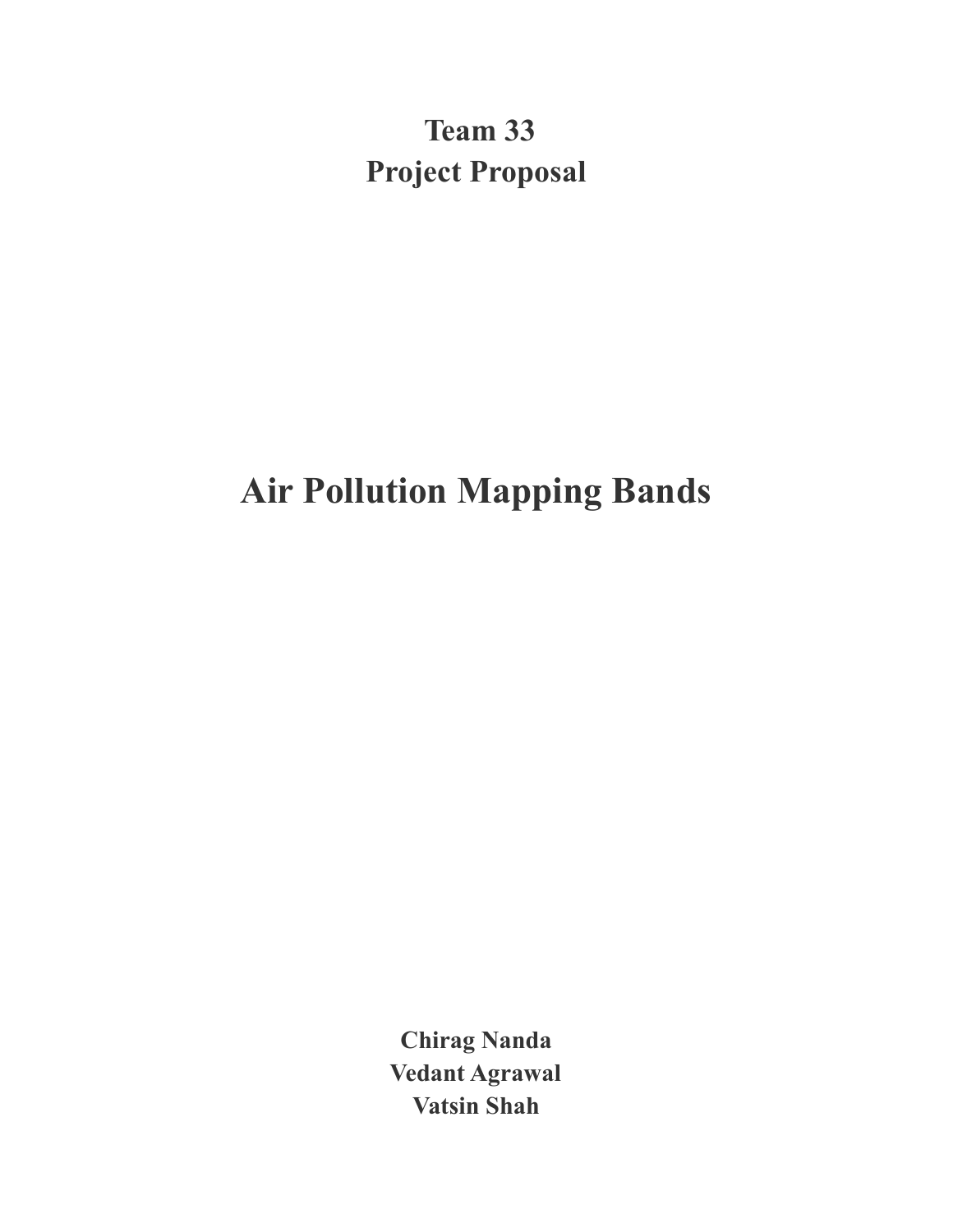**Team 33**

**Project Proposal**

# Air Pollution Mapping Bands

**Chirag Nanda**

**Vedant Agrawal**

**Vatsin Shah**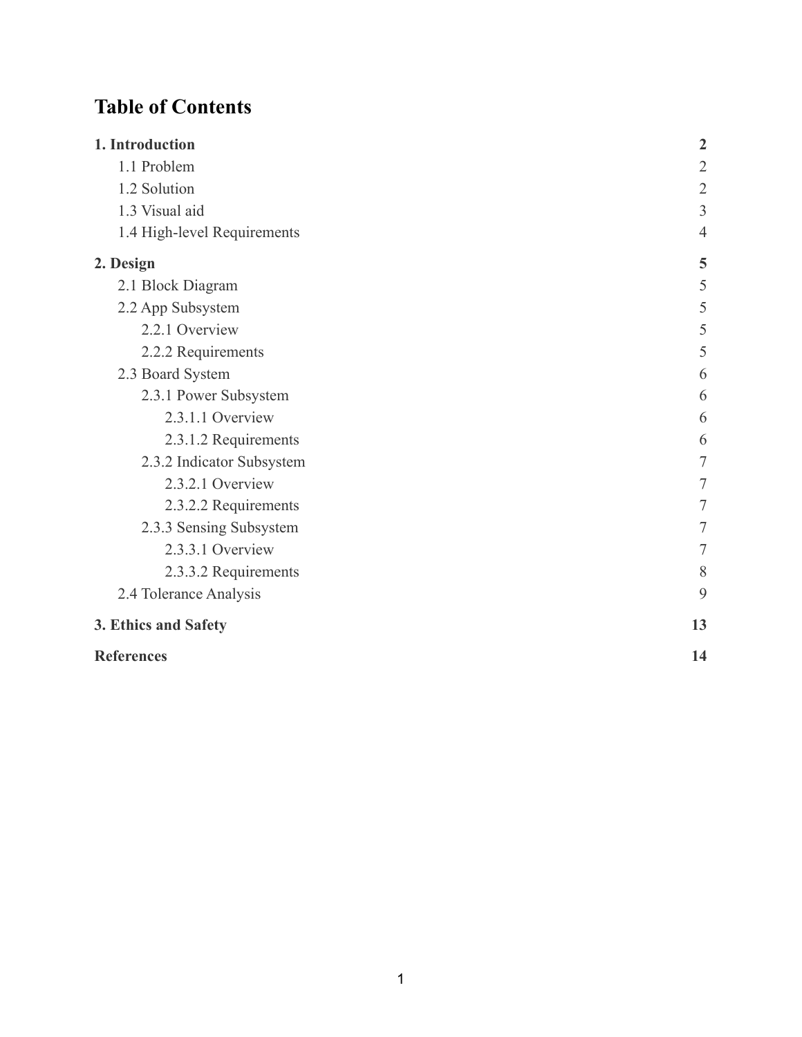# Table of Contents

| | |
|---|---|
| **1. Introduction** | **2** |
| 1.1 Problem | 2 |
| 1.2 Solution | 2 |
| 1.3 Visual aid | 3 |
| 1.4 High-level Requirements | 4 |
| **2. Design** | **5** |
| 2.1 Block Diagram | 5 |
| 2.2 App Subsystem | 5 |
| 2.2.1 Overview | 5 |
| 2.2.2 Requirements | 5 |
| 2.3 Board System | 6 |
| 2.3.1 Power Subsystem | 6 |
| 2.3.1.1 Overview | 6 |
| 2.3.1.2 Requirements | 6 |
| 2.3.2 Indicator Subsystem | 7 |
| 2.3.2.1 Overview | 7 |
| 2.3.2.2 Requirements | 7 |
| 2.3.3 Sensing Subsystem | 7 |
| 2.3.3.1 Overview | 7 |
| 2.3.3.2 Requirements | 8 |
| 2.4 Tolerance Analysis | 9 |
| **3. Ethics and Safety** | **13** |
| **References** | **14** |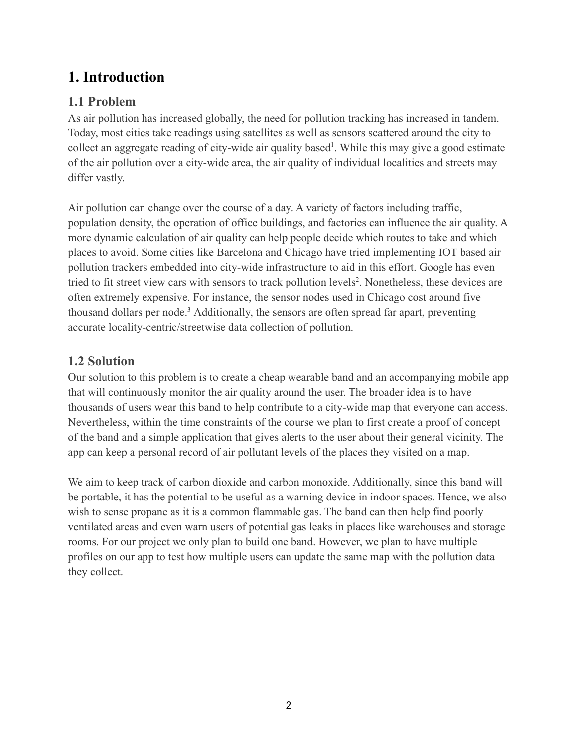# 1. Introduction

## 1.1 Problem

As air pollution has increased globally, the need for pollution tracking has increased in tandem. Today, most cities take readings using satellites as well as sensors scattered around the city to collect an aggregate reading of city-wide air quality based[1]. While this may give a good estimate of the air pollution over a city-wide area, the air quality of individual localities and streets may differ vastly.

Air pollution can change over the course of a day. A variety of factors including traffic, population density, the operation of office buildings, and factories can influence the air quality. A more dynamic calculation of air quality can help people decide which routes to take and which places to avoid. Some cities like Barcelona and Chicago have tried implementing IOT based air pollution trackers embedded into city-wide infrastructure to aid in this effort. Google has even tried to fit street view cars with sensors to track pollution levels[2]. Nonetheless, these devices are often extremely expensive. For instance, the sensor nodes used in Chicago cost around five thousand dollars per node.[3] Additionally, the sensors are often spread far apart, preventing accurate locality-centric/streetwise data collection of pollution.

## 1.2 Solution

Our solution to this problem is to create a cheap wearable band and an accompanying mobile app that will continuously monitor the air quality around the user. The broader idea is to have thousands of users wear this band to help contribute to a city-wide map that everyone can access. Nevertheless, within the time constraints of the course we plan to first create a proof of concept of the band and a simple application that gives alerts to the user about their general vicinity. The app can keep a personal record of air pollutant levels of the places they visited on a map.

We aim to keep track of carbon dioxide and carbon monoxide. Additionally, since this band will be portable, it has the potential to be useful as a warning device in indoor spaces. Hence, we also wish to sense propane as it is a common flammable gas. The band can then help find poorly ventilated areas and even warn users of potential gas leaks in places like warehouses and storage rooms. For our project we only plan to build one band. However, we plan to have multiple profiles on our app to test how multiple users can update the same map with the pollution data they collect.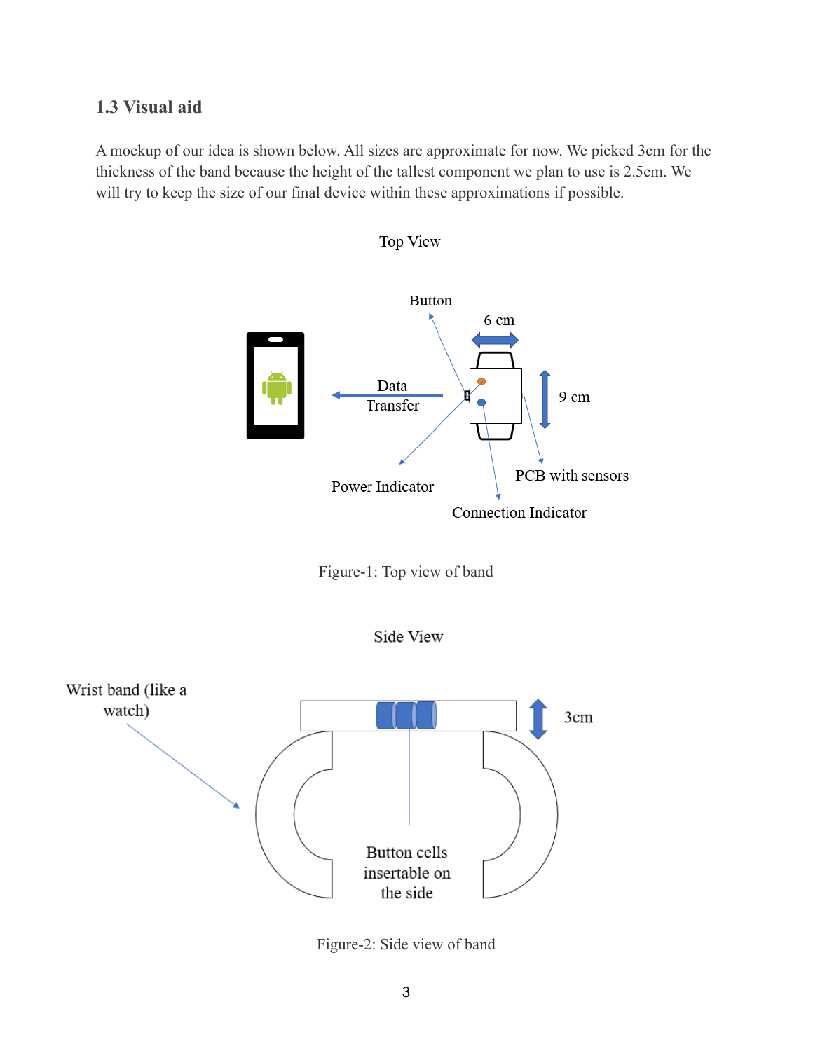### 1.3 Visual aid

A mockup of our idea is shown below. All sizes are approximate for now. We picked 3cm for the thickness of the band because the height of the tallest component we plan to use is 2.5cm. We will try to keep the size of our final device within these approximations if possible.

Top View

Button

6 cm

Data Transfer

9 cm

Power Indicator

PCB with sensors

Connection Indicator

Figure-1: Top view of band

Side View

Wrist band (like a watch)

3cm

Button cells insertable on the side

Figure-2: Side view of band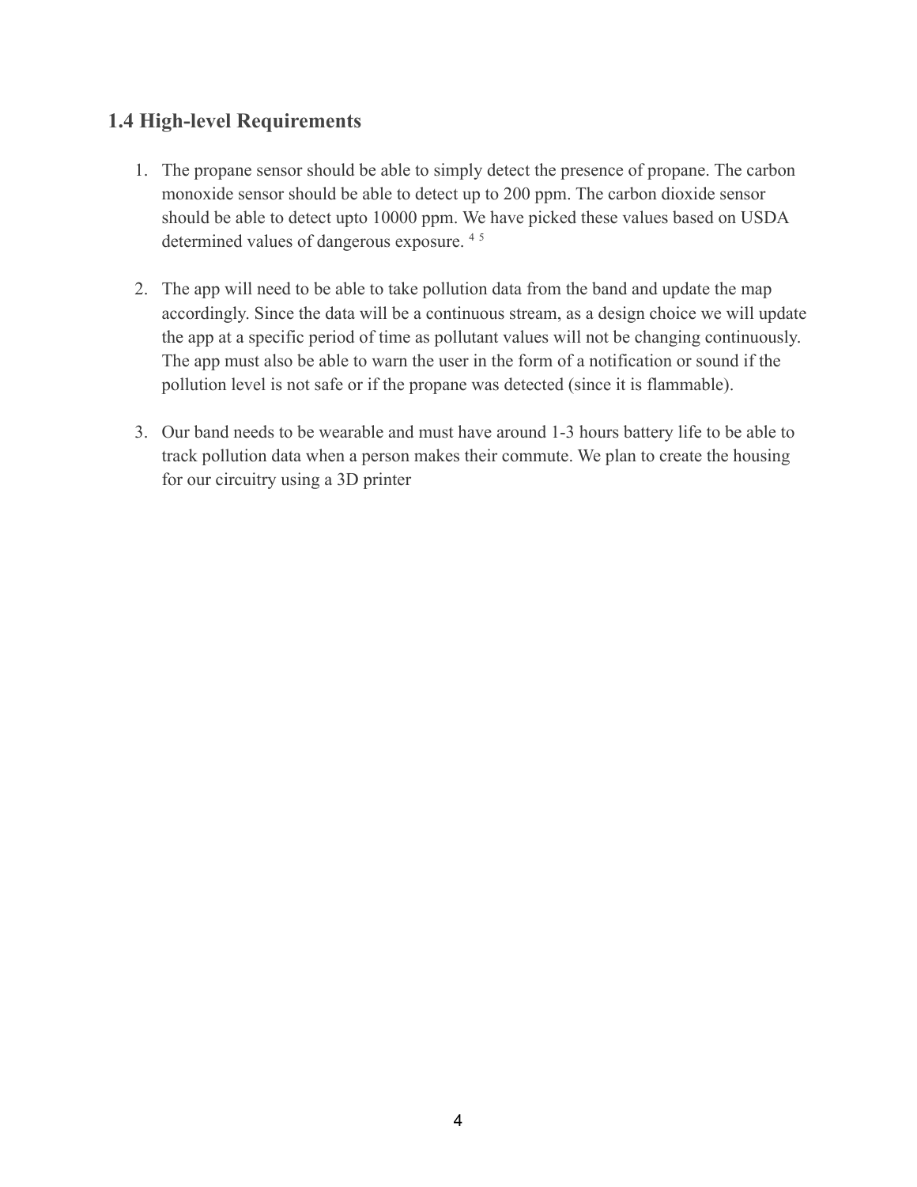## 1.4 High-level Requirements

1. The propane sensor should be able to simply detect the presence of propane. The carbon monoxide sensor should be able to detect up to 200 ppm. The carbon dioxide sensor should be able to detect upto 10000 ppm. We have picked these values based on USDA determined values of dangerous exposure. [4] [5]

2. The app will need to be able to take pollution data from the band and update the map accordingly. Since the data will be a continuous stream, as a design choice we will update the app at a specific period of time as pollutant values will not be changing continuously. The app must also be able to warn the user in the form of a notification or sound if the pollution level is not safe or if the propane was detected (since it is flammable).

3. Our band needs to be wearable and must have around 1-3 hours battery life to be able to track pollution data when a person makes their commute. We plan to create the housing for our circuitry using a 3D printer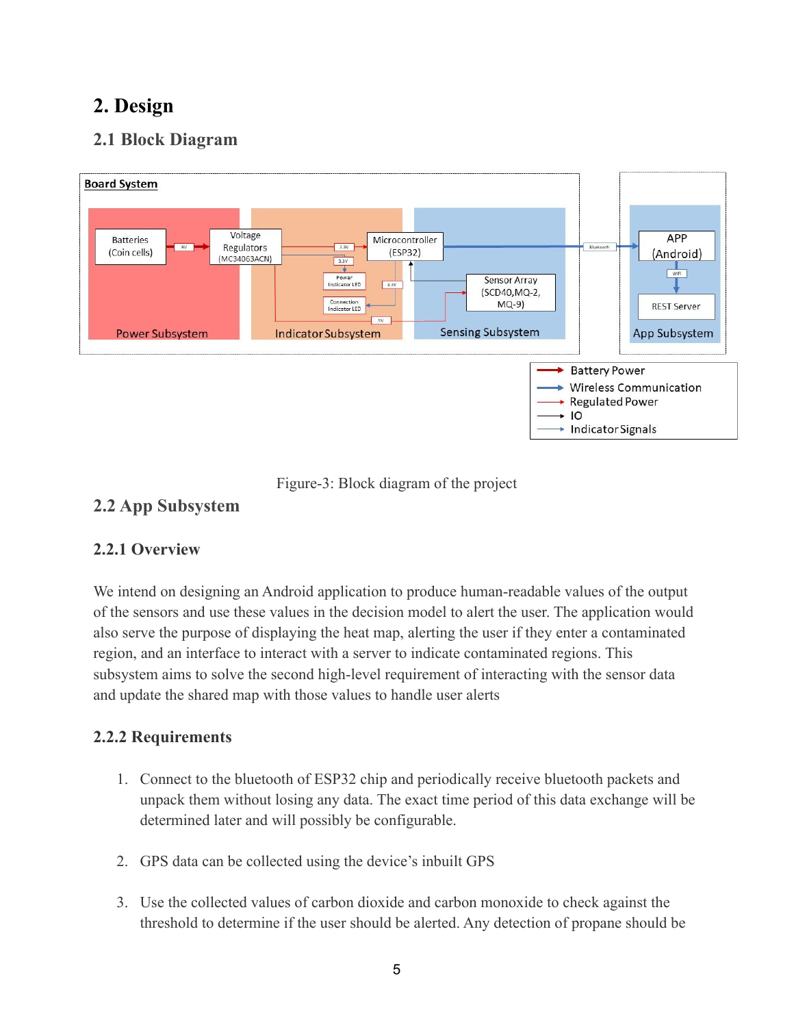# 2. Design

## 2.1 Block Diagram

Figure-3: Block diagram of the project

## 2.2 App Subsystem

### 2.2.1 Overview

We intend on designing an Android application to produce human-readable values of the output of the sensors and use these values in the decision model to alert the user. The application would also serve the purpose of displaying the heat map, alerting the user if they enter a contaminated region, and an interface to interact with a server to indicate contaminated regions. This subsystem aims to solve the second high-level requirement of interacting with the sensor data and update the shared map with those values to handle user alerts

### 2.2.2 Requirements

1. Connect to the bluetooth of ESP32 chip and periodically receive bluetooth packets and unpack them without losing any data. The exact time period of this data exchange will be determined later and will possibly be configurable.
2. GPS data can be collected using the device's inbuilt GPS
3. Use the collected values of carbon dioxide and carbon monoxide to check against the threshold to determine if the user should be alerted. Any detection of propane should be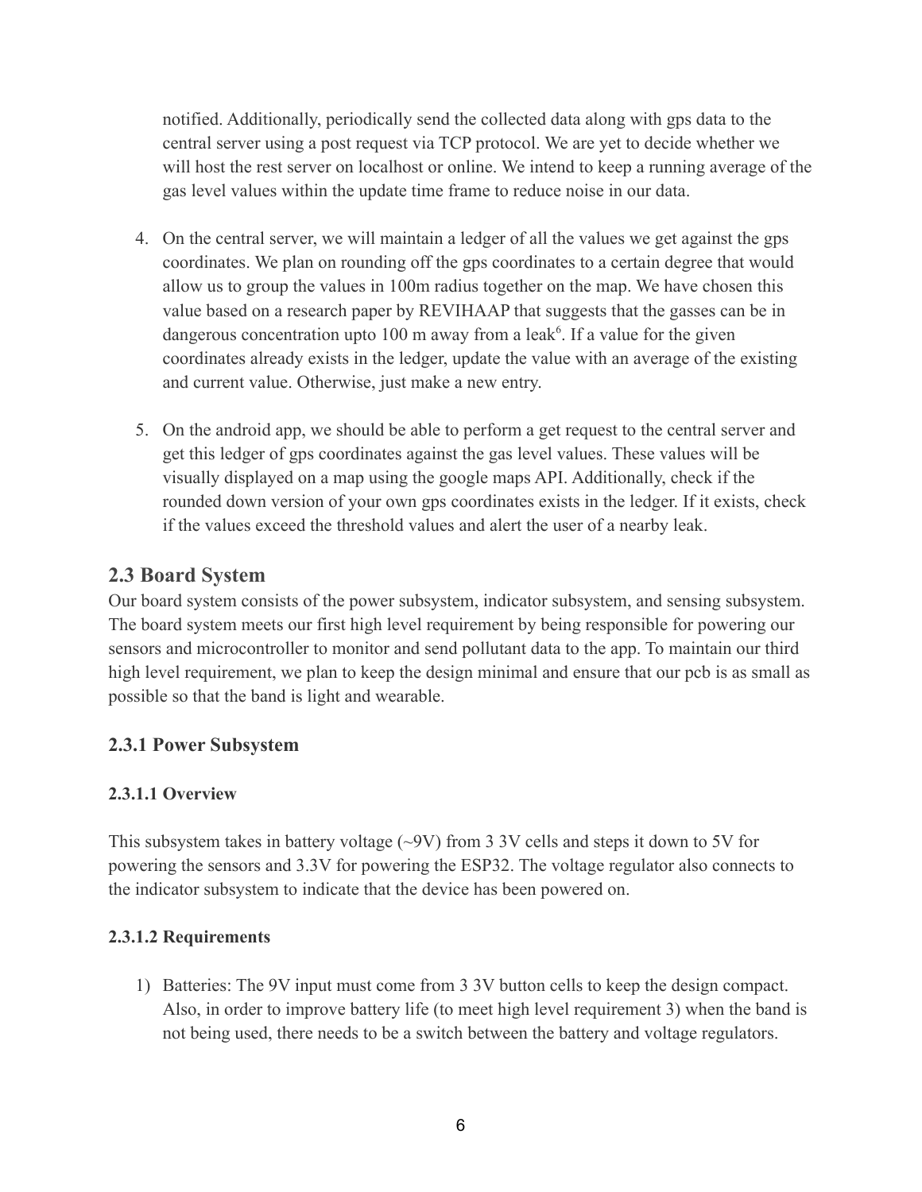notified. Additionally, periodically send the collected data along with gps data to the central server using a post request via TCP protocol. We are yet to decide whether we will host the rest server on localhost or online. We intend to keep a running average of the gas level values within the update time frame to reduce noise in our data.

4. On the central server, we will maintain a ledger of all the values we get against the gps coordinates. We plan on rounding off the gps coordinates to a certain degree that would allow us to group the values in 100m radius together on the map. We have chosen this value based on a research paper by REVIHAAP that suggests that the gasses can be in dangerous concentration upto 100 m away from a leak[6]. If a value for the given coordinates already exists in the ledger, update the value with an average of the existing and current value. Otherwise, just make a new entry.

5. On the android app, we should be able to perform a get request to the central server and get this ledger of gps coordinates against the gas level values. These values will be visually displayed on a map using the google maps API. Additionally, check if the rounded down version of your own gps coordinates exists in the ledger. If it exists, check if the values exceed the threshold values and alert the user of a nearby leak.

## 2.3 Board System

Our board system consists of the power subsystem, indicator subsystem, and sensing subsystem. The board system meets our first high level requirement by being responsible for powering our sensors and microcontroller to monitor and send pollutant data to the app. To maintain our third high level requirement, we plan to keep the design minimal and ensure that our pcb is as small as possible so that the band is light and wearable.

### 2.3.1 Power Subsystem

#### 2.3.1.1 Overview

This subsystem takes in battery voltage (~9V) from 3 3V cells and steps it down to 5V for powering the sensors and 3.3V for powering the ESP32. The voltage regulator also connects to the indicator subsystem to indicate that the device has been powered on.

#### 2.3.1.2 Requirements

1) Batteries: The 9V input must come from 3 3V button cells to keep the design compact. Also, in order to improve battery life (to meet high level requirement 3) when the band is not being used, there needs to be a switch between the battery and voltage regulators.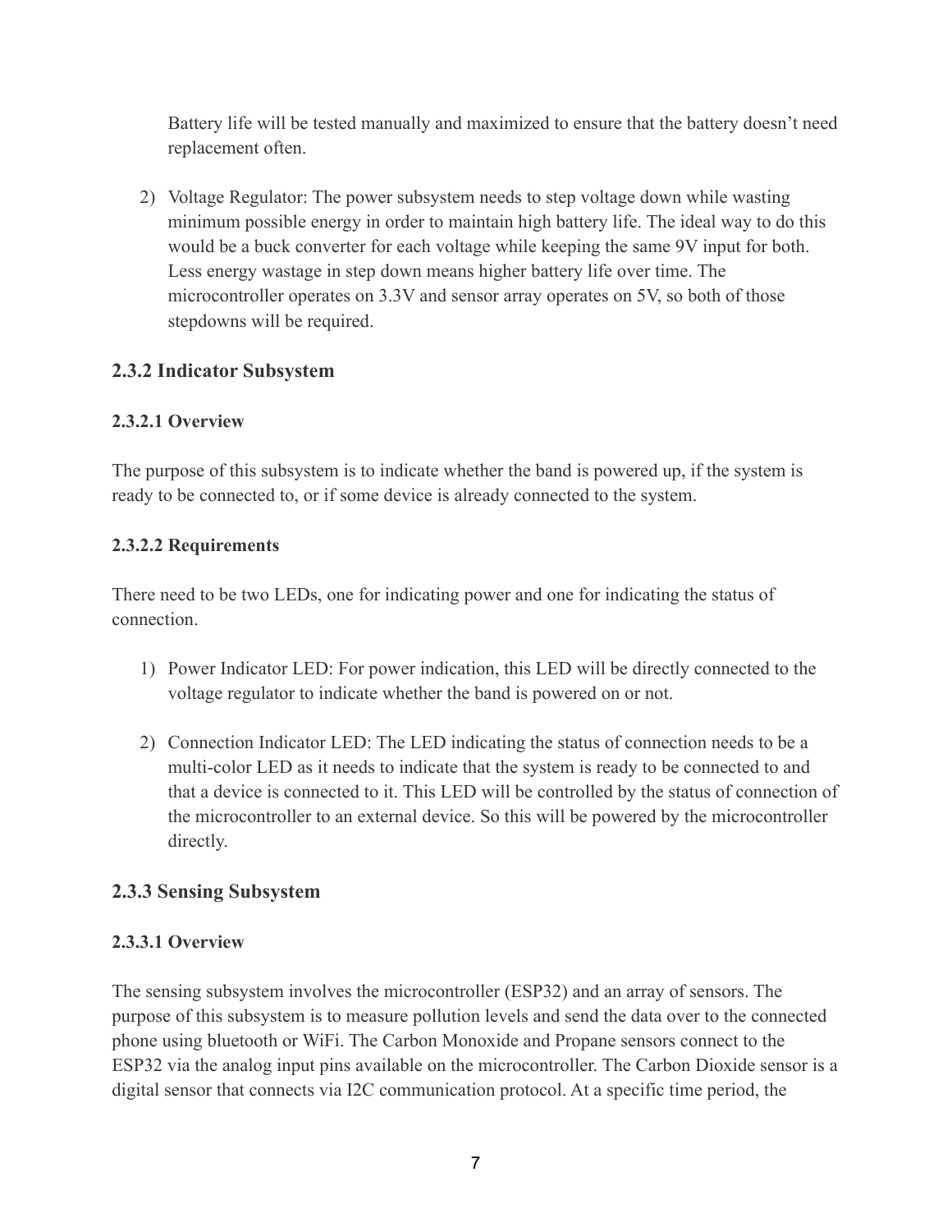Battery life will be tested manually and maximized to ensure that the battery doesn't need replacement often.

2) Voltage Regulator: The power subsystem needs to step voltage down while wasting minimum possible energy in order to maintain high battery life. The ideal way to do this would be a buck converter for each voltage while keeping the same 9V input for both. Less energy wastage in step down means higher battery life over time. The microcontroller operates on 3.3V and sensor array operates on 5V, so both of those stepdowns will be required.

## 2.3.2 Indicator Subsystem

### 2.3.2.1 Overview

The purpose of this subsystem is to indicate whether the band is powered up, if the system is ready to be connected to, or if some device is already connected to the system.

### 2.3.2.2 Requirements

There need to be two LEDs, one for indicating power and one for indicating the status of connection.

1) Power Indicator LED: For power indication, this LED will be directly connected to the voltage regulator to indicate whether the band is powered on or not.

2) Connection Indicator LED: The LED indicating the status of connection needs to be a multi-color LED as it needs to indicate that the system is ready to be connected to and that a device is connected to it. This LED will be controlled by the status of connection of the microcontroller to an external device. So this will be powered by the microcontroller directly.

## 2.3.3 Sensing Subsystem

### 2.3.3.1 Overview

The sensing subsystem involves the microcontroller (ESP32) and an array of sensors. The purpose of this subsystem is to measure pollution levels and send the data over to the connected phone using bluetooth or WiFi. The Carbon Monoxide and Propane sensors connect to the ESP32 via the analog input pins available on the microcontroller. The Carbon Dioxide sensor is a digital sensor that connects via I2C communication protocol. At a specific time period, the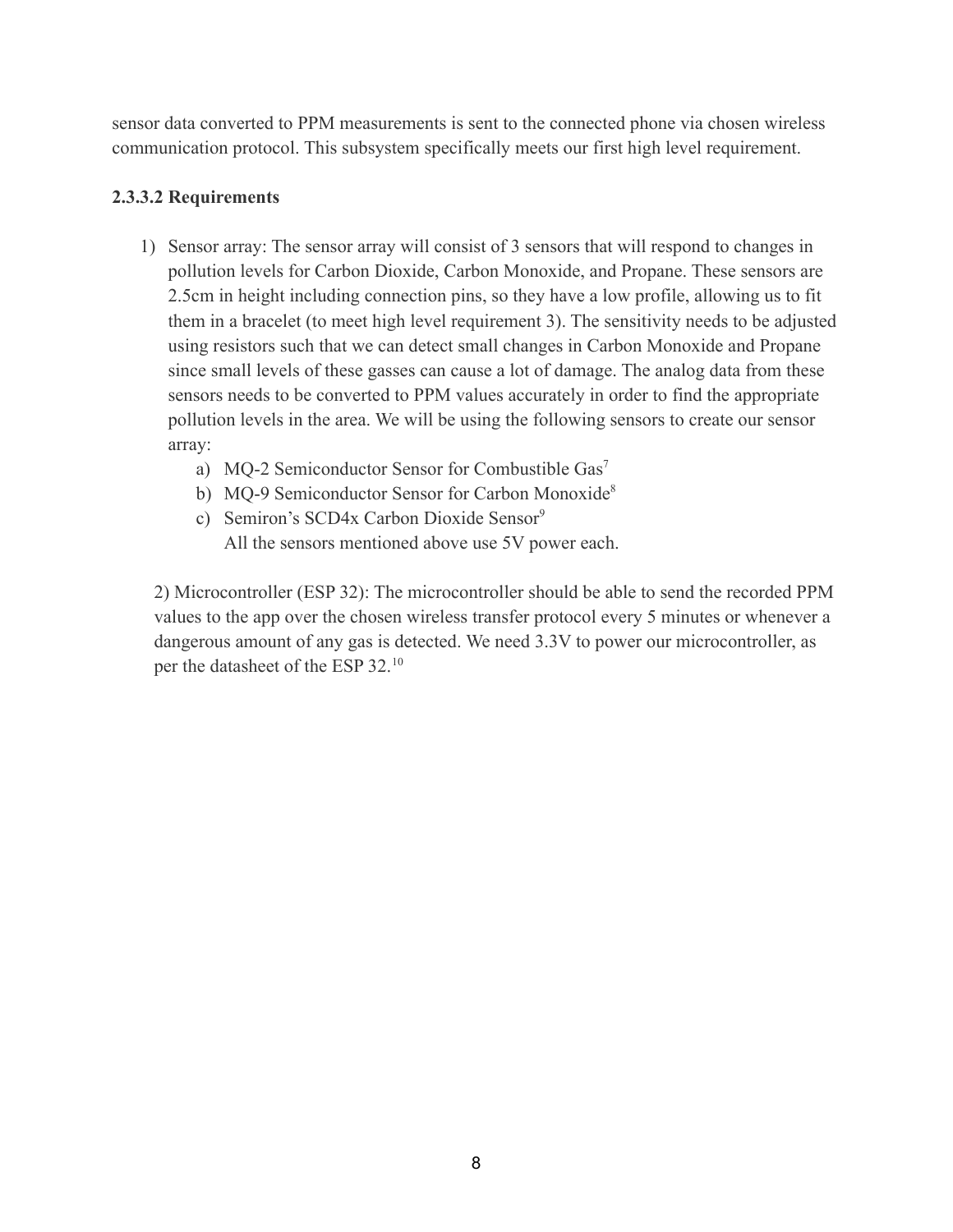sensor data converted to PPM measurements is sent to the connected phone via chosen wireless communication protocol. This subsystem specifically meets our first high level requirement.

#### 2.3.3.2 Requirements

1) Sensor array: The sensor array will consist of 3 sensors that will respond to changes in pollution levels for Carbon Dioxide, Carbon Monoxide, and Propane. These sensors are 2.5cm in height including connection pins, so they have a low profile, allowing us to fit them in a bracelet (to meet high level requirement 3). The sensitivity needs to be adjusted using resistors such that we can detect small changes in Carbon Monoxide and Propane since small levels of these gasses can cause a lot of damage. The analog data from these sensors needs to be converted to PPM values accurately in order to find the appropriate pollution levels in the area. We will be using the following sensors to create our sensor array:
    a) MQ-2 Semiconductor Sensor for Combustible Gas[7]
    b) MQ-9 Semiconductor Sensor for Carbon Monoxide[8]
    c) Semiron's SCD4x Carbon Dioxide Sensor[9]
    All the sensors mentioned above use 5V power each.

2) Microcontroller (ESP 32): The microcontroller should be able to send the recorded PPM values to the app over the chosen wireless transfer protocol every 5 minutes or whenever a dangerous amount of any gas is detected. We need 3.3V to power our microcontroller, as per the datasheet of the ESP 32.[10]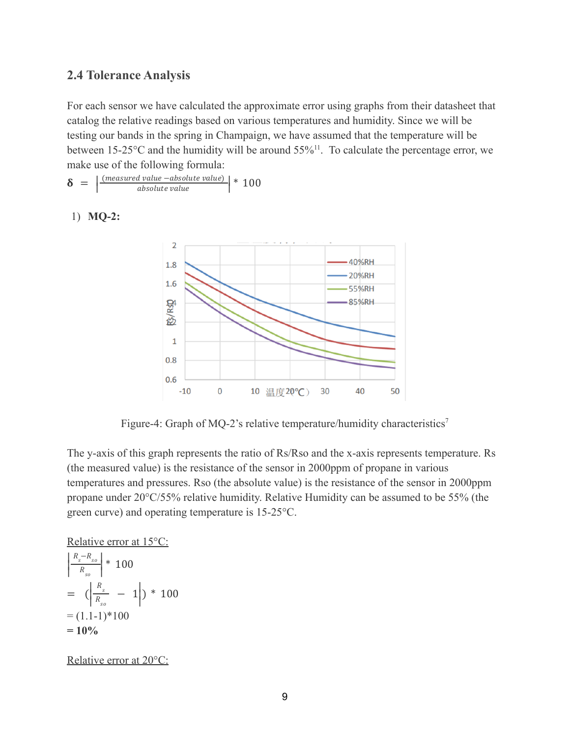### 2.4 Tolerance Analysis

For each sensor we have calculated the approximate error using graphs from their datasheet that catalog the relative readings based on various temperatures and humidity. Since we will be testing our bands in the spring in Champaign, we have assumed that the temperature will be between 15-25°C and the humidity will be around 55%[11]. To calculate the percentage error, we make use of the following formula:

$$\delta = \left|\frac{(measured\ value - absolute\ value)}{absolute\ value}\right| * 100$$

1) **MQ-2:**

Figure-4: Graph of MQ-2's relative temperature/humidity characteristics[7]

The y-axis of this graph represents the ratio of Rs/Rso and the x-axis represents temperature. Rs (the measured value) is the resistance of the sensor in 2000ppm of propane in various temperatures and pressures. Rso (the absolute value) is the resistance of the sensor in 2000ppm propane under 20°C/55% relative humidity. Relative Humidity can be assumed to be 55% (the green curve) and operating temperature is 15-25°C.

<u>Relative error at 15°C:</u>

$$\left|\frac{R_s - R_{so}}{R_{so}}\right| * 100$$

$$= \left(\left|\frac{R_s}{R_{so}} - 1\right|\right) * 100$$

= (1.1-1)*100

**= 10%**

<u>Relative error at 20°C:</u>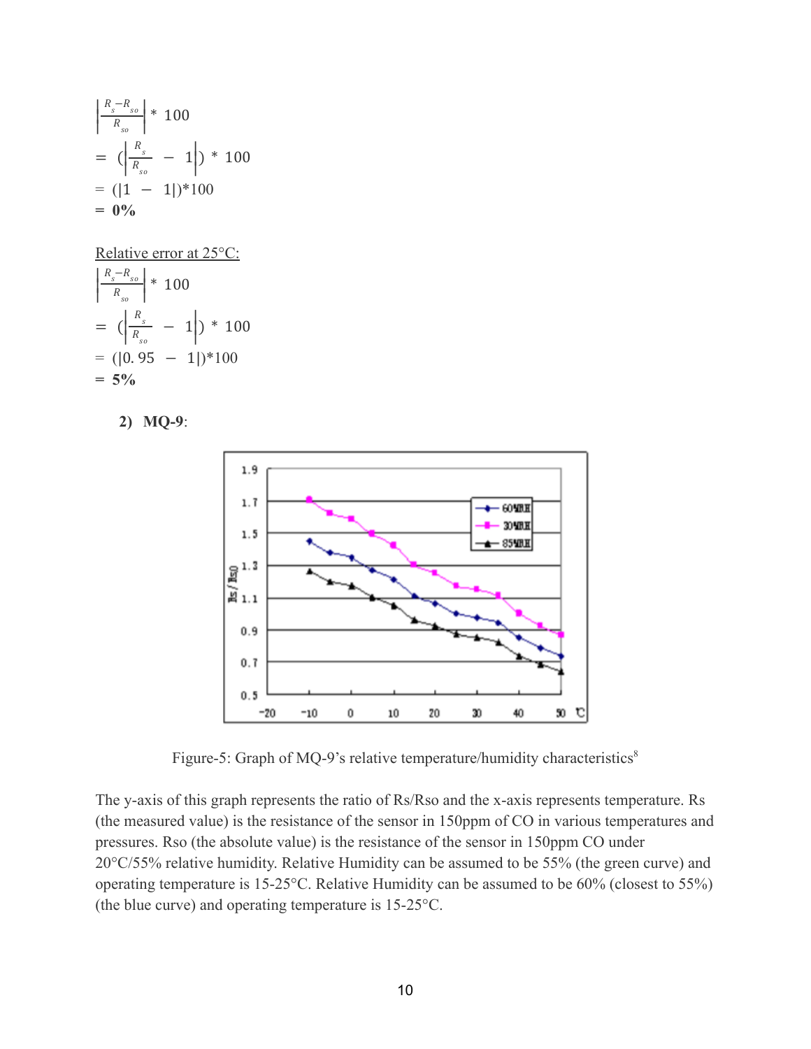$$\left|\frac{R_s - R_{so}}{R_{so}}\right| * 100$$

$$= \left(\left|\frac{R_s}{R_{so}} - 1\right|\right) * 100$$

$$= (|1 - 1|)*100$$

$$= \mathbf{0\%}$$

<u>Relative error at 25°C:</u>

$$\left|\frac{R_s - R_{so}}{R_{so}}\right| * 100$$

$$= \left(\left|\frac{R_s}{R_{so}} - 1\right|\right) * 100$$

$$= (|0.95 - 1|)*100$$

$$= \mathbf{5\%}$$

**2) MQ-9**:

Figure-5: Graph of MQ-9's relative temperature/humidity characteristics[8]

The y-axis of this graph represents the ratio of Rs/Rso and the x-axis represents temperature. Rs (the measured value) is the resistance of the sensor in 150ppm of CO in various temperatures and pressures. Rso (the absolute value) is the resistance of the sensor in 150ppm CO under 20°C/55% relative humidity. Relative Humidity can be assumed to be 55% (the green curve) and operating temperature is 15-25°C. Relative Humidity can be assumed to be 60% (closest to 55%) (the blue curve) and operating temperature is 15-25°C.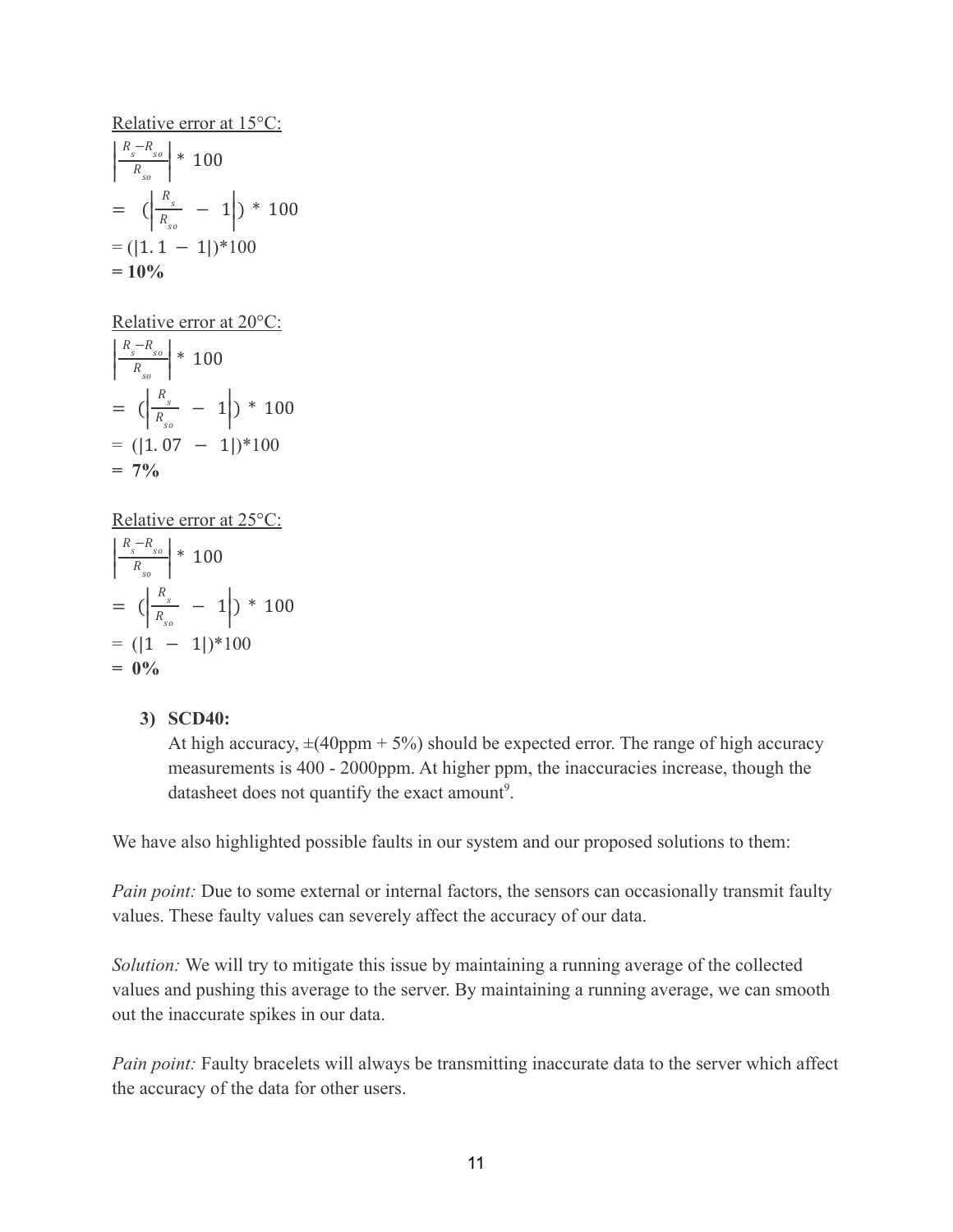<u>Relative error at 15°C:</u>

$$\left|\frac{R_s - R_{so}}{R_{so}}\right| * 100$$

$$= \left(\left|\frac{R_s}{R_{so}} - 1\right|\right) * 100$$

$$= (|1.1 - 1|)*100$$

**= 10%**

<u>Relative error at 20°C:</u>

$$\left|\frac{R_s - R_{so}}{R_{so}}\right| * 100$$

$$= \left(\left|\frac{R_s}{R_{so}} - 1\right|\right) * 100$$

$$= (|1.07 - 1|)*100$$

**= 7%**

<u>Relative error at 25°C:</u>

$$\left|\frac{R_s - R_{so}}{R_{so}}\right| * 100$$

$$= \left(\left|\frac{R_s}{R_{so}} - 1\right|\right) * 100$$

$$= (|1 - 1|)*100$$

**= 0%**

3) **SCD40:**
   At high accuracy, ±(40ppm + 5%) should be expected error. The range of high accuracy measurements is 400 - 2000ppm. At higher ppm, the inaccuracies increase, though the datasheet does not quantify the exact amount[9].

We have also highlighted possible faults in our system and our proposed solutions to them:

*Pain point:* Due to some external or internal factors, the sensors can occasionally transmit faulty values. These faulty values can severely affect the accuracy of our data.

*Solution:* We will try to mitigate this issue by maintaining a running average of the collected values and pushing this average to the server. By maintaining a running average, we can smooth out the inaccurate spikes in our data.

*Pain point:* Faulty bracelets will always be transmitting inaccurate data to the server which affect the accuracy of the data for other users.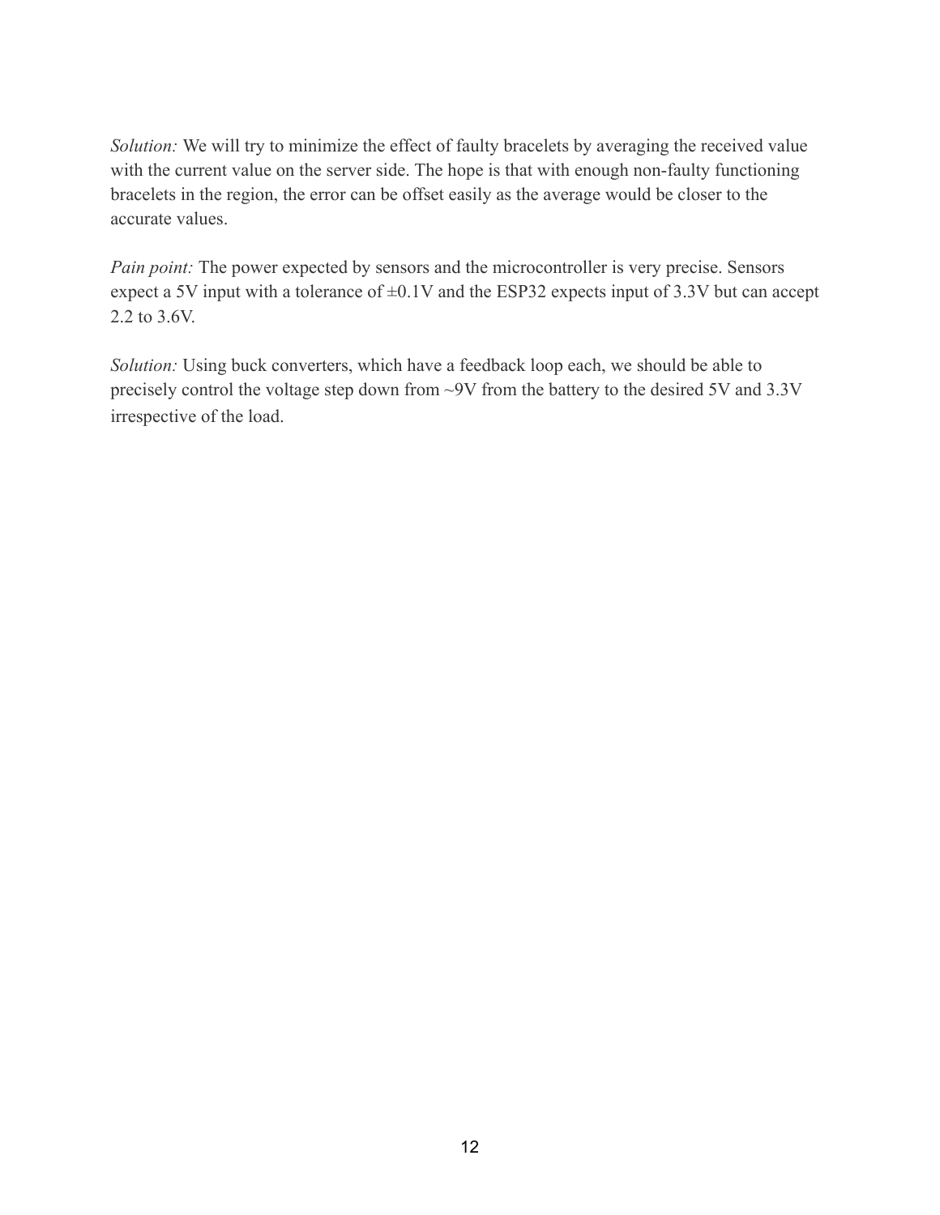*Solution:* We will try to minimize the effect of faulty bracelets by averaging the received value with the current value on the server side. The hope is that with enough non-faulty functioning bracelets in the region, the error can be offset easily as the average would be closer to the accurate values.

*Pain point:* The power expected by sensors and the microcontroller is very precise. Sensors expect a 5V input with a tolerance of ±0.1V and the ESP32 expects input of 3.3V but can accept 2.2 to 3.6V.

*Solution:* Using buck converters, which have a feedback loop each, we should be able to precisely control the voltage step down from ~9V from the battery to the desired 5V and 3.3V irrespective of the load.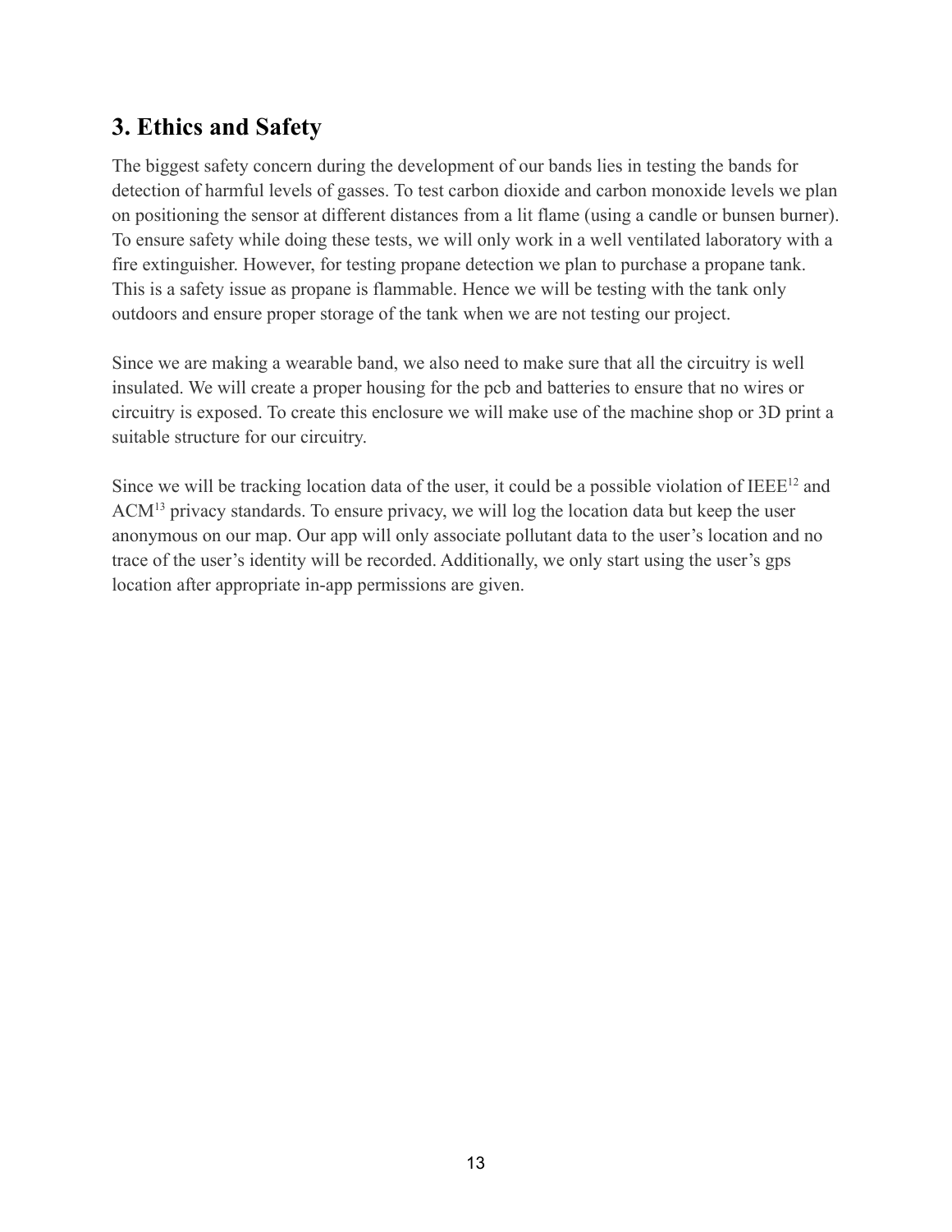## 3. Ethics and Safety

The biggest safety concern during the development of our bands lies in testing the bands for detection of harmful levels of gasses. To test carbon dioxide and carbon monoxide levels we plan on positioning the sensor at different distances from a lit flame (using a candle or bunsen burner). To ensure safety while doing these tests, we will only work in a well ventilated laboratory with a fire extinguisher. However, for testing propane detection we plan to purchase a propane tank. This is a safety issue as propane is flammable. Hence we will be testing with the tank only outdoors and ensure proper storage of the tank when we are not testing our project.

Since we are making a wearable band, we also need to make sure that all the circuitry is well insulated. We will create a proper housing for the pcb and batteries to ensure that no wires or circuitry is exposed. To create this enclosure we will make use of the machine shop or 3D print a suitable structure for our circuitry.

Since we will be tracking location data of the user, it could be a possible violation of IEEE[12] and ACM[13] privacy standards. To ensure privacy, we will log the location data but keep the user anonymous on our map. Our app will only associate pollutant data to the user's location and no trace of the user's identity will be recorded. Additionally, we only start using the user's gps location after appropriate in-app permissions are given.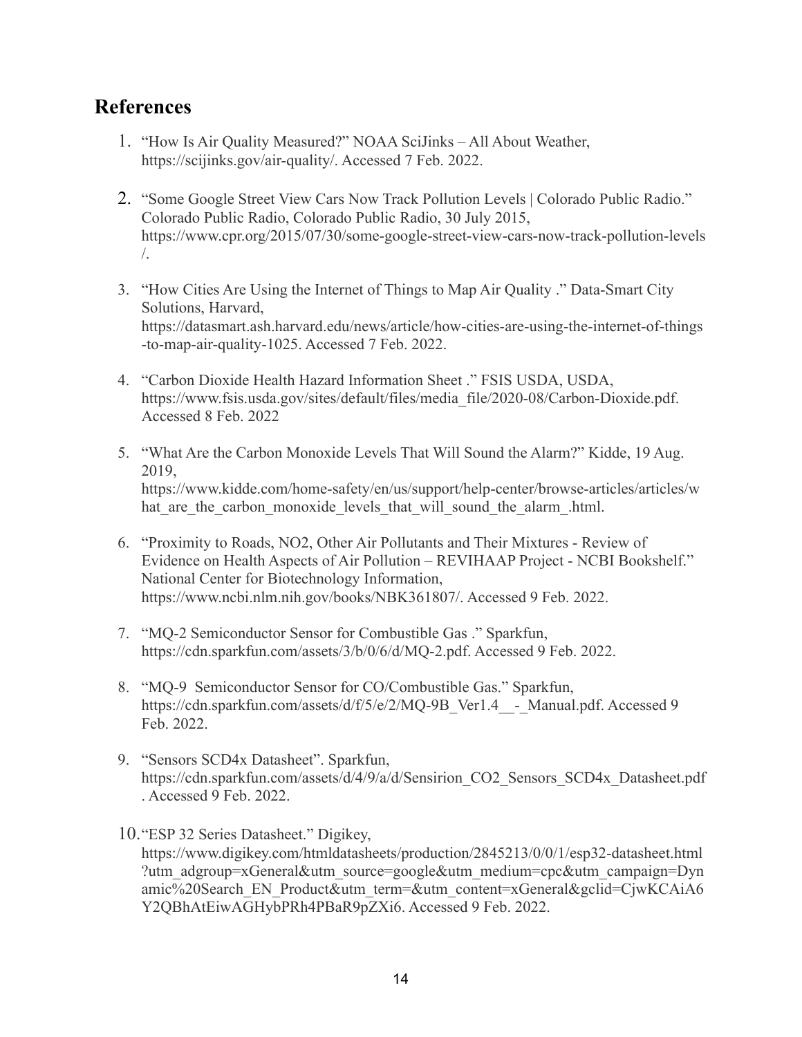## References

1. "How Is Air Quality Measured?" NOAA SciJinks – All About Weather, https://scijinks.gov/air-quality/. Accessed 7 Feb. 2022.

2. "Some Google Street View Cars Now Track Pollution Levels | Colorado Public Radio." Colorado Public Radio, Colorado Public Radio, 30 July 2015, https://www.cpr.org/2015/07/30/some-google-street-view-cars-now-track-pollution-levels/.

3. "How Cities Are Using the Internet of Things to Map Air Quality ." Data-Smart City Solutions, Harvard, https://datasmart.ash.harvard.edu/news/article/how-cities-are-using-the-internet-of-things-to-map-air-quality-1025. Accessed 7 Feb. 2022.

4. "Carbon Dioxide Health Hazard Information Sheet ." FSIS USDA, USDA, https://www.fsis.usda.gov/sites/default/files/media_file/2020-08/Carbon-Dioxide.pdf. Accessed 8 Feb. 2022

5. "What Are the Carbon Monoxide Levels That Will Sound the Alarm?" Kidde, 19 Aug. 2019, https://www.kidde.com/home-safety/en/us/support/help-center/browse-articles/articles/what_are_the_carbon_monoxide_levels_that_will_sound_the_alarm_.html.

6. "Proximity to Roads, NO2, Other Air Pollutants and Their Mixtures - Review of Evidence on Health Aspects of Air Pollution – REVIHAAP Project - NCBI Bookshelf." National Center for Biotechnology Information, https://www.ncbi.nlm.nih.gov/books/NBK361807/. Accessed 9 Feb. 2022.

7. "MQ-2 Semiconductor Sensor for Combustible Gas ." Sparkfun, https://cdn.sparkfun.com/assets/3/b/0/6/d/MQ-2.pdf. Accessed 9 Feb. 2022.

8. "MQ-9 Semiconductor Sensor for CO/Combustible Gas." Sparkfun, https://cdn.sparkfun.com/assets/d/f/5/e/2/MQ-9B_Ver1.4__-_Manual.pdf. Accessed 9 Feb. 2022.

9. "Sensors SCD4x Datasheet". Sparkfun, https://cdn.sparkfun.com/assets/d/4/9/a/d/Sensirion_CO2_Sensors_SCD4x_Datasheet.pdf. Accessed 9 Feb. 2022.

10. "ESP 32 Series Datasheet." Digikey, https://www.digikey.com/htmldatasheets/production/2845213/0/0/1/esp32-datasheet.html?utm_adgroup=xGeneral&utm_source=google&utm_medium=cpc&utm_campaign=Dynamic%20Search_EN_Product&utm_term=&utm_content=xGeneral&gclid=CjwKCAiA6Y2QBhAtEiwAGHybPRh4PBaR9pZXi6. Accessed 9 Feb. 2022.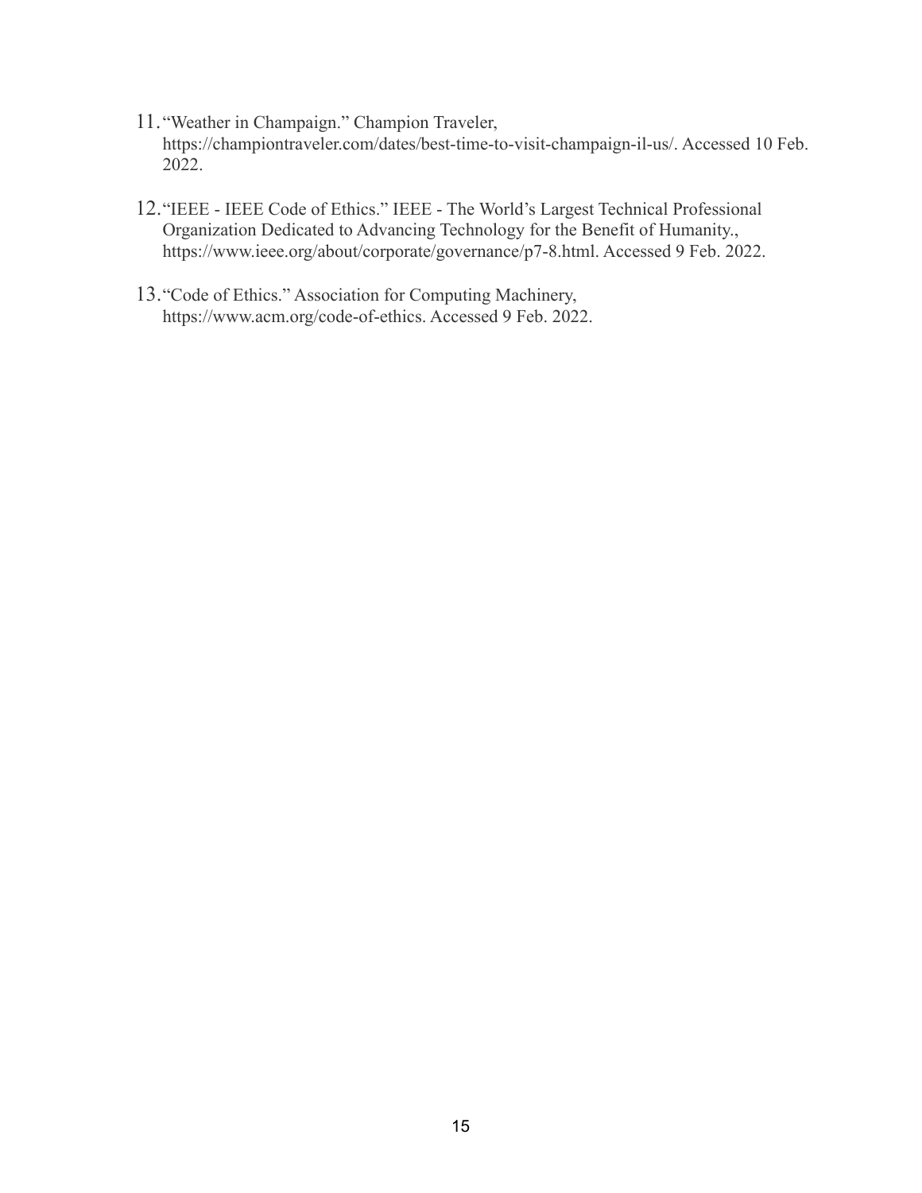11. "Weather in Champaign." Champion Traveler, https://championtraveler.com/dates/best-time-to-visit-champaign-il-us/. Accessed 10 Feb. 2022.

12. "IEEE - IEEE Code of Ethics." IEEE - The World's Largest Technical Professional Organization Dedicated to Advancing Technology for the Benefit of Humanity., https://www.ieee.org/about/corporate/governance/p7-8.html. Accessed 9 Feb. 2022.

13. "Code of Ethics." Association for Computing Machinery, https://www.acm.org/code-of-ethics. Accessed 9 Feb. 2022.